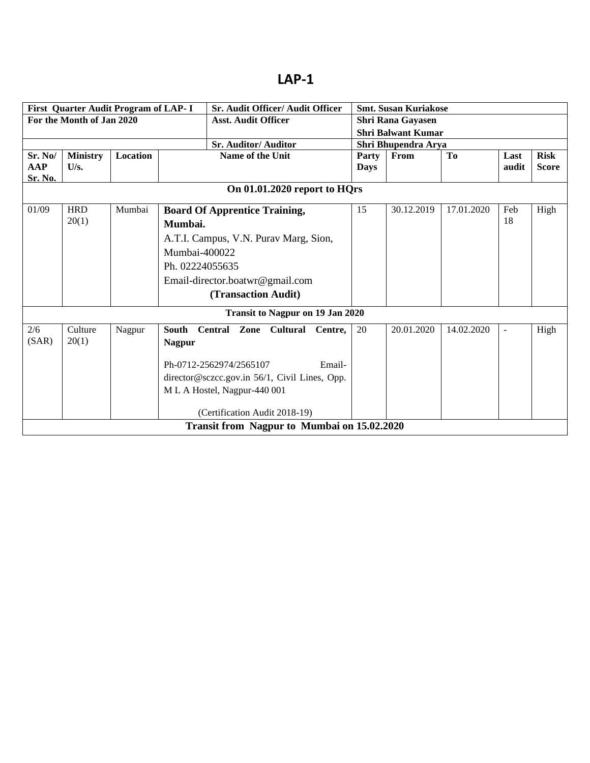# LAP-1

| First Quarter Audit Program of LAP- I | | | | Sr. Audit Officer/ Audit Officer | Smt. Susan Kuriakose | | | | |
|---|---|---|---|---|---|---|---|---|---|
| For the Month of Jan 2020 | | | | Asst. Audit Officer | Shri Rana Gayasen<br>Shri Balwant Kumar | | | | |
| | | | | Sr. Auditor/ Auditor | Shri Bhupendra Arya | | | | |
| **Sr. No/ AAP Sr. No.** | **Ministry U/s.** | **Location** | **Name of the Unit** | | **Party Days** | **From** | **To** | **Last audit** | **Risk Score** |
| **On 01.01.2020 report to HQrs** | | | | | | | | | |
| 01/09 | HRD 20(1) | Mumbai | **Board Of Apprentice Training, Mumbai.**<br>A.T.I. Campus, V.N. Purav Marg, Sion, Mumbai-400022<br>Ph. 02224055635<br>Email-director.boatwr@gmail.com<br>**(Transaction Audit)** | | 15 | 30.12.2019 | 17.01.2020 | Feb 18 | High |
| **Transit to Nagpur on 19 Jan 2020** | | | | | | | | | |
| 2/6 (SAR) | Culture 20(1) | Nagpur | **South Central Zone Cultural Centre, Nagpur**<br>Ph-0712-2562974/2565107 Email-director@sczcc.gov.in 56/1, Civil Lines, Opp. M L A Hostel, Nagpur-440 001<br>(Certification Audit 2018-19) | | 20 | 20.01.2020 | 14.02.2020 | - | High |
| **Transit from Nagpur to Mumbai on 15.02.2020** | | | | | | | | | |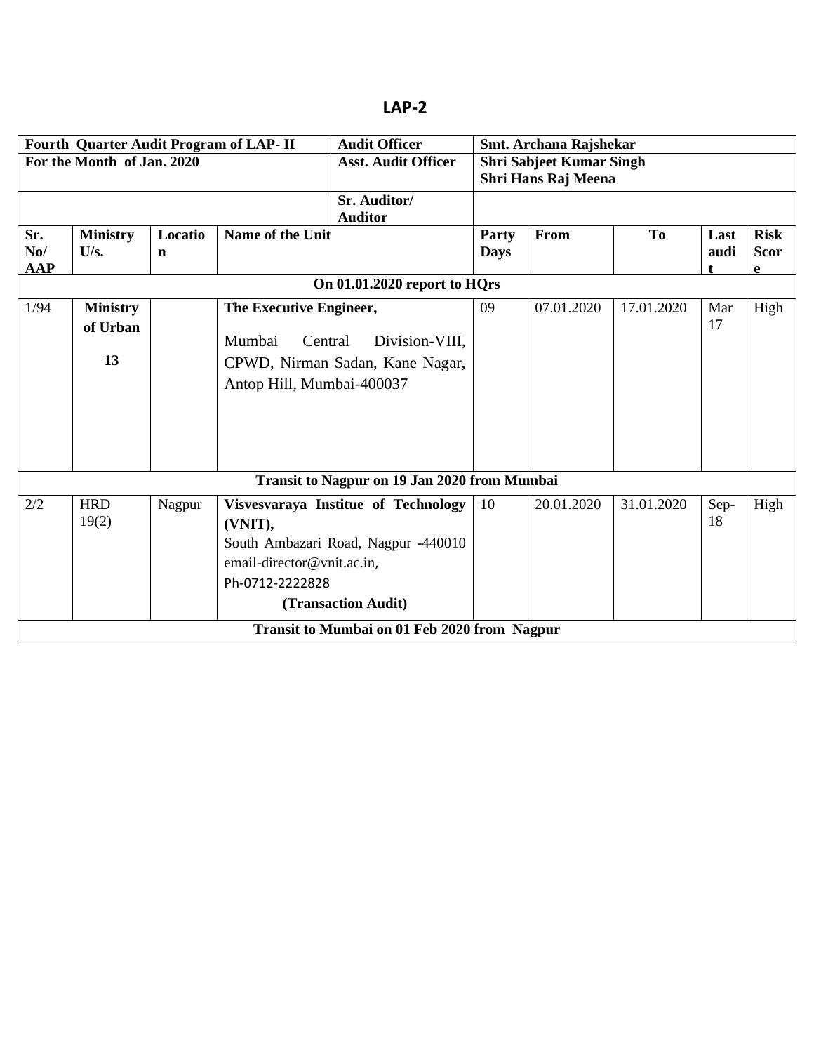# LAP-2

| Fourth Quarter Audit Program of LAP- II | | | | Audit Officer | Smt. Archana Rajshekar | | | | |
|---|---|---|---|---|---|---|---|---|---|
| For the Month of Jan. 2020 | | | | Asst. Audit Officer | Shri Sabjeet Kumar Singh<br>Shri Hans Raj Meena | | | | |
| | | | | Sr. Auditor/ Auditor | | | | | |
| **Sr. No/ AAP** | **Ministry U/s.** | **Location** | **Name of the Unit** | | **Party Days** | **From** | **To** | **Last audit** | **Risk Score** |
| **On 01.01.2020 report to HQrs** | | | | | | | | | |
| 1/94 | **Ministry of Urban 13** | | **The Executive Engineer,** Mumbai Central Division-VIII, CPWD, Nirman Sadan, Kane Nagar, Antop Hill, Mumbai-400037 | | 09 | 07.01.2020 | 17.01.2020 | Mar 17 | High |
| **Transit to Nagpur on 19 Jan 2020 from Mumbai** | | | | | | | | | |
| 2/2 | HRD 19(2) | Nagpur | **Visvesvaraya Institue of Technology (VNIT),** South Ambazari Road, Nagpur -440010 email-director@vnit.ac.in, Ph-0712-2222828 **(Transaction Audit)** | | 10 | 20.01.2020 | 31.01.2020 | Sep-18 | High |
| **Transit to Mumbai on 01 Feb 2020 from Nagpur** | | | | | | | | | |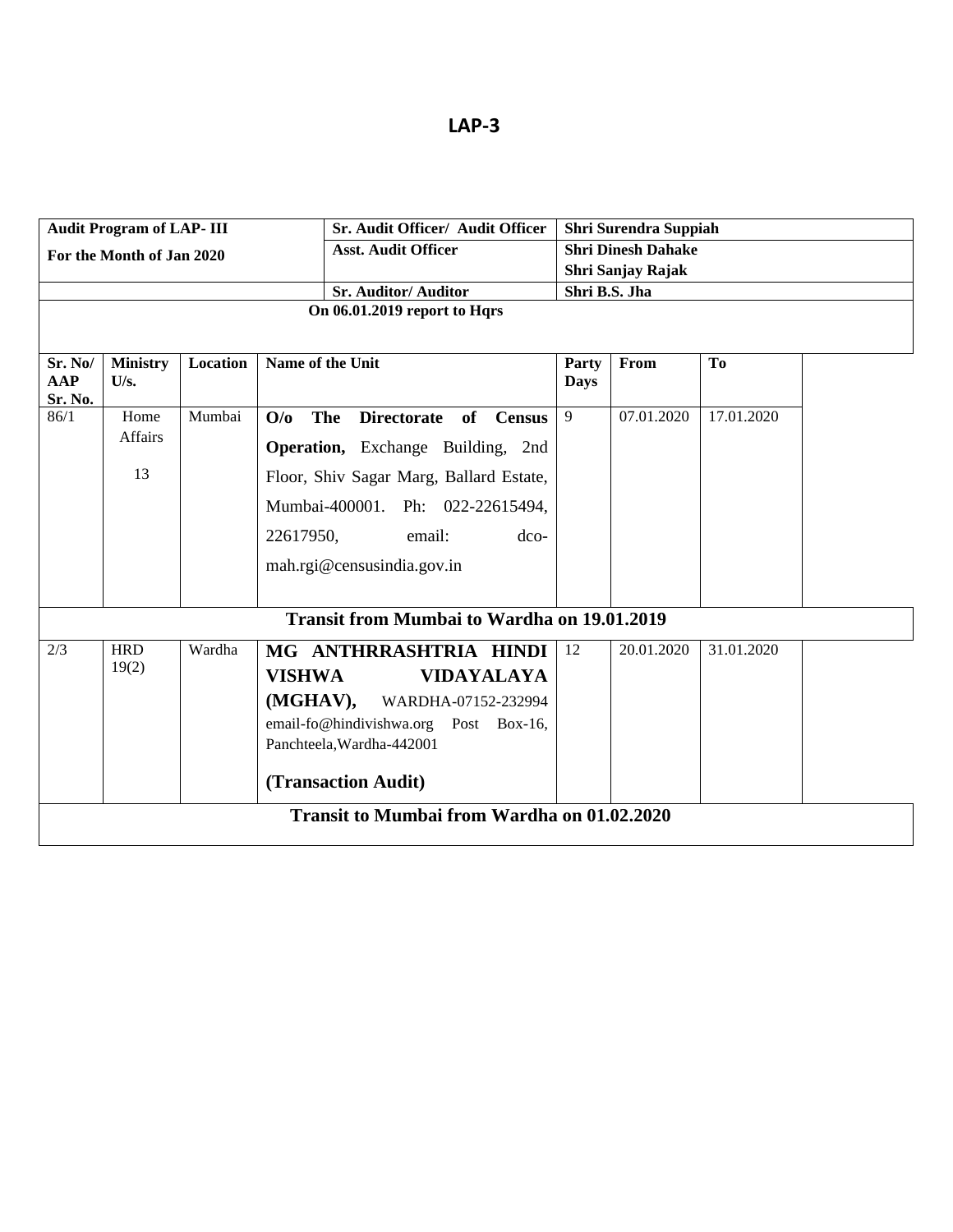# LAP-3

| Audit Program of LAP- III For the Month of Jan 2020 | Sr. Audit Officer/ Audit Officer | Shri Surendra Suppiah |
|---|---|---|
| | Asst. Audit Officer | Shri Dinesh Dahake Shri Sanjay Rajak |
| | Sr. Auditor/ Auditor | Shri B.S. Jha |

**On 06.01.2019 report to Hqrs**

| Sr. No/ AAP Sr. No. | Ministry U/s. | Location | Name of the Unit | Party Days | From | To | |
|---|---|---|---|---|---|---|---|
| 86/1 | Home Affairs 13 | Mumbai | **O/o The Directorate of Census Operation,** Exchange Building, 2nd Floor, Shiv Sagar Marg, Ballard Estate, Mumbai-400001. Ph: 022-22615494, 22617950, email: dco-mah.rgi@censusindia.gov.in | 9 | 07.01.2020 | 17.01.2020 | |
| **Transit from Mumbai to Wardha on 19.01.2019** | | | | | | | |
| 2/3 | HRD 19(2) | Wardha | **MG ANTHRRASHTRIA HINDI VISHWA VIDAYALAYA (MGHAV),** WARDHA-07152-232994 email-fo@hindivishwa.org Post Box-16, Panchteela,Wardha-442001 **(Transaction Audit)** | 12 | 20.01.2020 | 31.01.2020 | |
| **Transit to Mumbai from Wardha on 01.02.2020** | | | | | | | |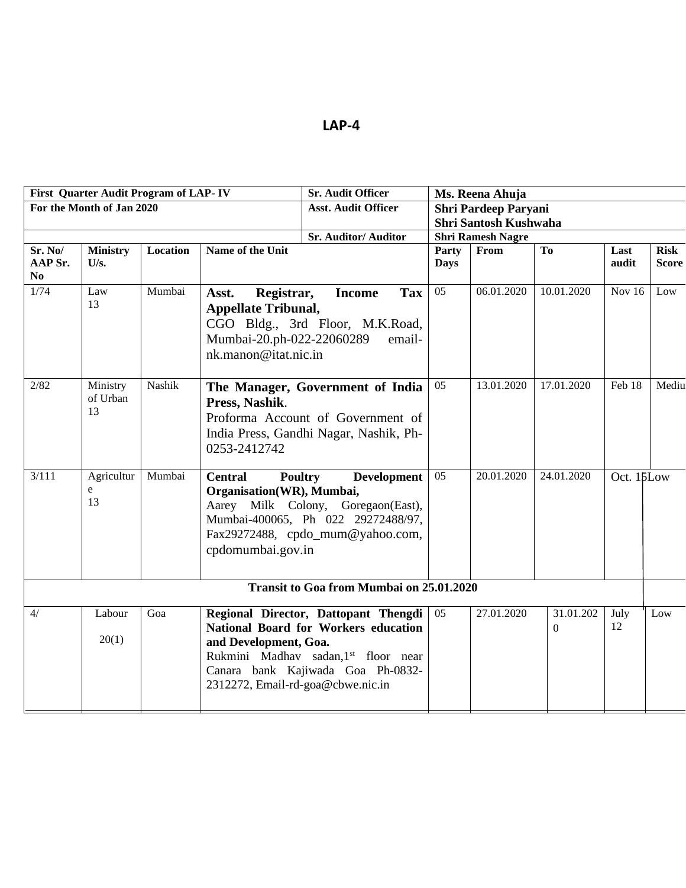# LAP-4

| First Quarter Audit Program of LAP- IV | | | | Sr. Audit Officer | Ms. Reena Ahuja | | | | |
|---|---|---|---|---|---|---|---|---|---|
| For the Month of Jan 2020 | | | | Asst. Audit Officer | Shri Pardeep Paryani<br>Shri Santosh Kushwaha | | | | |
| | | | | Sr. Auditor/ Auditor | Shri Ramesh Nagre | | | | |
| **Sr. No/ AAP Sr. No** | **Ministry U/s.** | **Location** | **Name of the Unit** | | **Party Days** | **From** | **To** | **Last audit** | **Risk Score** |
| 1/74 | Law 13 | Mumbai | **Asst. Registrar, Income Tax Appellate Tribunal,** CGO Bldg., 3rd Floor, M.K.Road, Mumbai-20.ph-022-22060289 email-nk.manon@itat.nic.in | | 05 | 06.01.2020 | 10.01.2020 | Nov 16 | Low |
| 2/82 | Ministry of Urban 13 | Nashik | **The Manager, Government of India Press, Nashik**. Proforma Account of Government of India Press, Gandhi Nagar, Nashik, Ph-0253-2412742 | | 05 | 13.01.2020 | 17.01.2020 | Feb 18 | Mediu |
| 3/111 | Agriculture 13 | Mumbai | **Central Poultry Development Organisation(WR), Mumbai,** Aarey Milk Colony, Goregaon(East), Mumbai-400065, Ph 022 29272488/97, Fax29272488, cpdo_mum@yahoo.com, cpdomumbai.gov.in | | 05 | 20.01.2020 | 24.01.2020 | Oct. 15 | Low |
| **Transit to Goa from Mumbai on 25.01.2020** | | | | | | | | | |
| 4/ | Labour 20(1) | Goa | **Regional Director, Dattopant Thengdi National Board for Workers education and Development, Goa.** Rukmini Madhav sadan,1st floor near Canara bank Kajiwada Goa Ph-0832-2312272, Email-rd-goa@cbwe.nic.in | | 05 | 27.01.2020 | 31.01.2020 | July 12 | Low |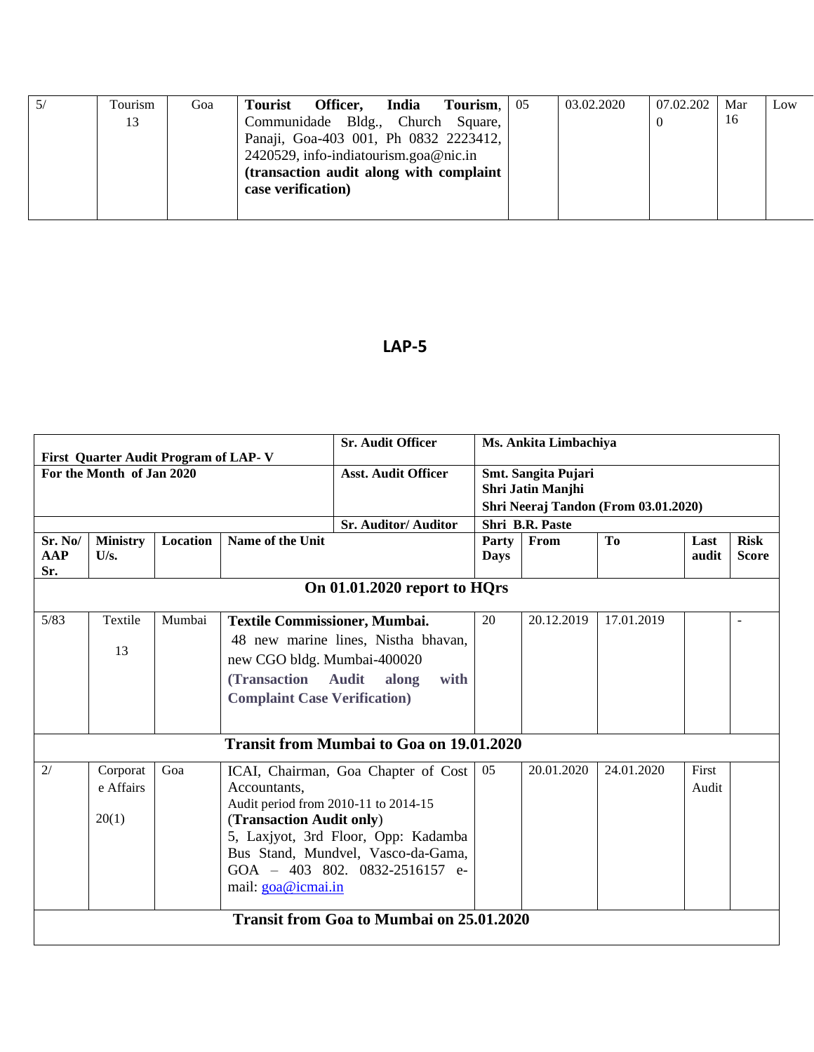| 5/ | Tourism 13 | Goa | **Tourist Officer, India Tourism**, Communidade Bldg., Church Square, Panaji, Goa-403 001, Ph 0832 2223412, 2420529, info-indiatourism.goa@nic.in **(transaction audit along with complaint case verification)** | 05 | 03.02.2020 | 07.02.2020 | Mar 16 | Low |
|---|---|---|---|---|---|---|---|---|

## LAP-5

| First Quarter Audit Program of LAP- V | | | | **Sr. Audit Officer** | **Ms. Ankita Limbachiya** | | | |
|---|---|---|---|---|---|---|---|---|
| **For the Month of Jan 2020** | | | | **Asst. Audit Officer** | **Smt. Sangita Pujari**<br>**Shri Jatin Manjhi**<br>**Shri Neeraj Tandon (From 03.01.2020)** | | | |
| | | | | **Sr. Auditor/ Auditor** | **Shri B.R. Paste** | | | |
| **Sr. No/ AAP Sr.** | **Ministry U/s.** | **Location** | **Name of the Unit** | **Party Days** | **From** | **To** | **Last audit** | **Risk Score** |
| | | | **On 01.01.2020 report to HQrs** | | | | | |
| 5/83 | Textile 13 | Mumbai | **Textile Commissioner, Mumbai.** 48 new marine lines, Nistha bhavan, new CGO bldg. Mumbai-400020 **(Transaction Audit along with Complaint Case Verification)** | 20 | 20.12.2019 | 17.01.2019 | | - |
| | | | **Transit from Mumbai to Goa on 19.01.2020** | | | | | |
| 2/ | Corporate Affairs 20(1) | Goa | ICAI, Chairman, Goa Chapter of Cost Accountants, Audit period from 2010-11 to 2014-15 (**Transaction Audit only**) 5, Laxjyot, 3rd Floor, Opp: Kadamba Bus Stand, Mundvel, Vasco-da-Gama, GOA – 403 802. 0832-2516157 e-mail: goa@icmai.in | 05 | 20.01.2020 | 24.01.2020 | First Audit | |
| | | | **Transit from Goa to Mumbai on 25.01.2020** | | | | | |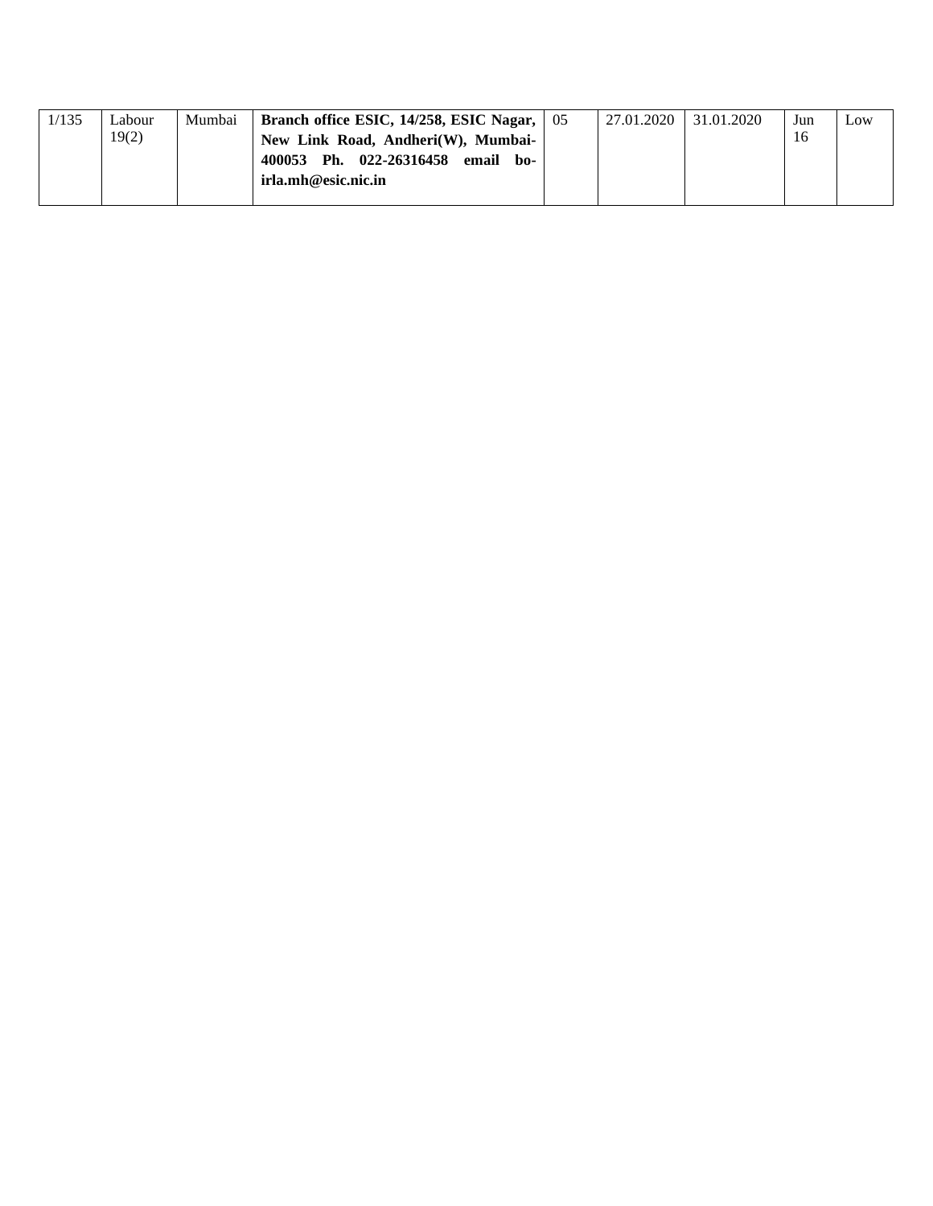| | | | | | | | | |
|---|---|---|---|---|---|---|---|---|
| 1/135 | Labour 19(2) | Mumbai | **Branch office ESIC, 14/258, ESIC Nagar, New Link Road, Andheri(W), Mumbai-400053 Ph. 022-26316458 email bo-irla.mh@esic.nic.in** | 05 | 27.01.2020 | 31.01.2020 | Jun 16 | Low |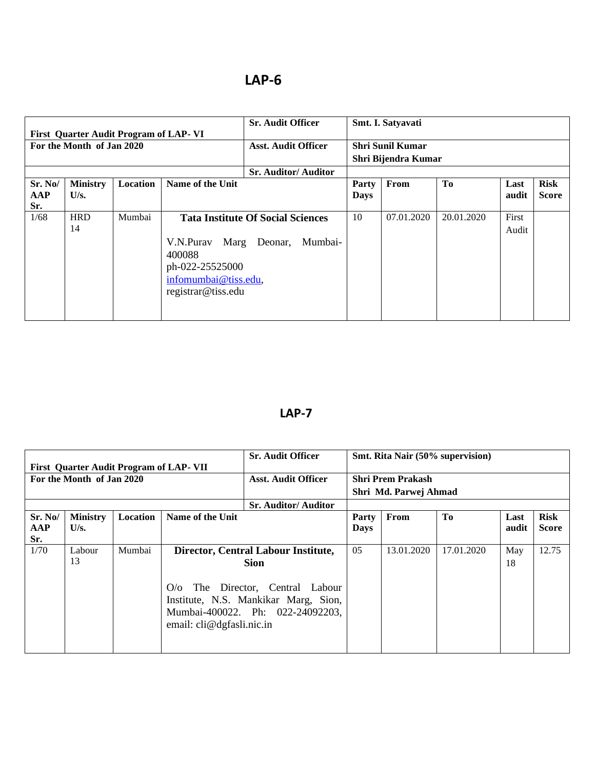# LAP-6

| First Quarter Audit Program of LAP- VI | | | | Sr. Audit Officer | Smt. I. Satyavati | | | | |
|---|---|---|---|---|---|---|---|---|---|
| **For the Month of Jan 2020** | | | | **Asst. Audit Officer** | **Shri Sunil Kumar**<br>**Shri Bijendra Kumar** | | | | |
| | | | | **Sr. Auditor/ Auditor** | | | | | |
| **Sr. No/ AAP Sr.** | **Ministry U/s.** | **Location** | **Name of the Unit** | | **Party Days** | **From** | **To** | **Last audit** | **Risk Score** |
| 1/68 | HRD 14 | Mumbai | **Tata Institute Of Social Sciences**<br>V.N.Purav Marg Deonar, Mumbai-400088<br>ph-022-25525000<br>infomumbai@tiss.edu, registrar@tiss.edu | | 10 | 07.01.2020 | 20.01.2020 | First Audit | |

# LAP-7

| First Quarter Audit Program of LAP- VII | | | | Sr. Audit Officer | Smt. Rita Nair (50% supervision) | | | | |
|---|---|---|---|---|---|---|---|---|---|
| **For the Month of Jan 2020** | | | | **Asst. Audit Officer** | **Shri Prem Prakash**<br>**Shri Md. Parwej Ahmad** | | | | |
| | | | | **Sr. Auditor/ Auditor** | | | | | |
| **Sr. No/ AAP Sr.** | **Ministry U/s.** | **Location** | **Name of the Unit** | | **Party Days** | **From** | **To** | **Last audit** | **Risk Score** |
| 1/70 | Labour 13 | Mumbai | **Director, Central Labour Institute, Sion**<br>O/o The Director, Central Labour Institute, N.S. Mankikar Marg, Sion, Mumbai-400022. Ph: 022-24092203, email: cli@dgfasli.nic.in | | 05 | 13.01.2020 | 17.01.2020 | May 18 | 12.75 |